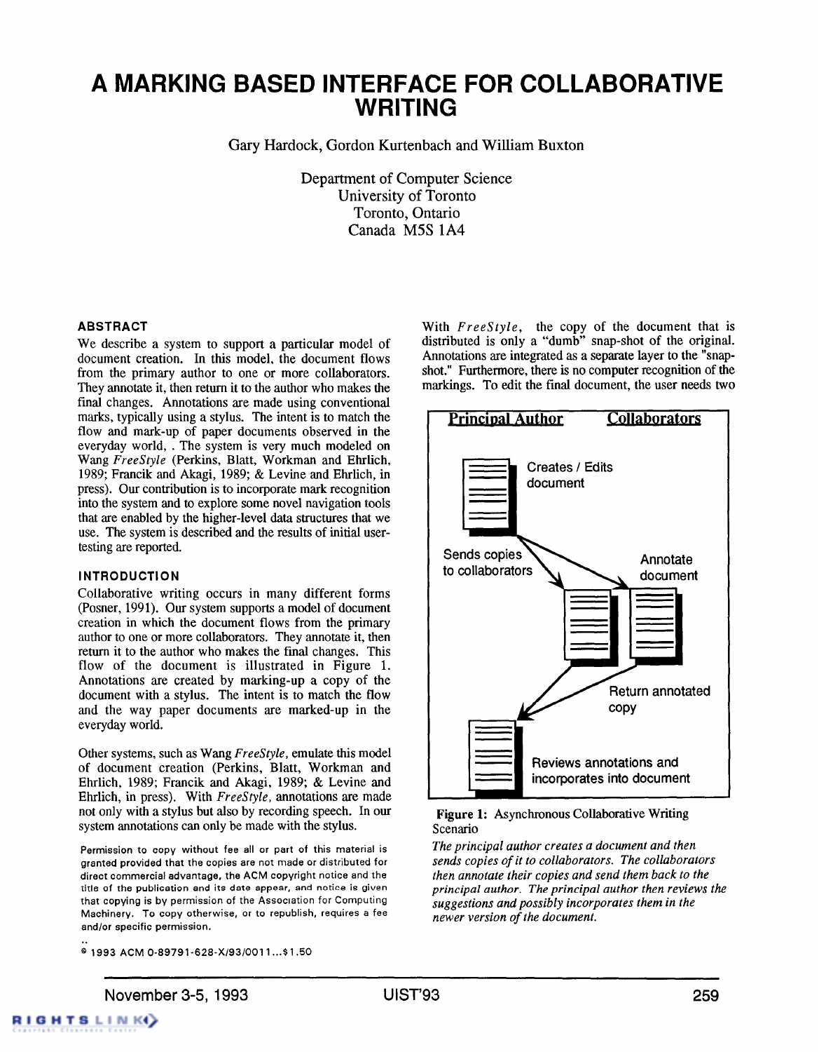# A MARKING BASED INTERFACE FOR COLLABORATIVE WRITING

Gary Hardock, Gordon Kurtenbach and William Buxton

Department of Computer Science
University of Toronto
Toronto, Ontario
Canada M5S 1A4

## ABSTRACT

We describe a system to support a particular model of document creation. In this model, the document flows from the primary author to one or more collaborators. They annotate it, then return it to the author who makes the final changes. Annotations are made using conventional marks, typically using a stylus. The intent is to match the flow and mark-up of paper documents observed in the everyday world, . The system is very much modeled on Wang *FreeStyle* (Perkins, Blatt, Workman and Ehrlich, 1989; Francik and Akagi, 1989; & Levine and Ehrlich, in press). Our contribution is to incorporate mark recognition into the system and to explore some novel navigation tools that are enabled by the higher-level data structures that we use. The system is described and the results of initial user-testing are reported.

## INTRODUCTION

Collaborative writing occurs in many different forms (Posner, 1991). Our system supports a model of document creation in which the document flows from the primary author to one or more collaborators. They annotate it, then return it to the author who makes the final changes. This flow of the document is illustrated in Figure 1. Annotations are created by marking-up a copy of the document with a stylus. The intent is to match the flow and the way paper documents are marked-up in the everyday world.

Other systems, such as Wang *FreeStyle*, emulate this model of document creation (Perkins, Blatt, Workman and Ehrlich, 1989; Francik and Akagi, 1989; & Levine and Ehrlich, in press). With *FreeStyle*, annotations are made not only with a stylus but also by recording speech. In our system annotations can only be made with the stylus.

Permission to copy without fee all or part of this material is granted provided that the copies are not made or distributed for direct commercial advantage, the ACM copyright notice and the title of the publication and its date appear, and notice is given that copying is by permission of the Association for Computing Machinery. To copy otherwise, or to republish, requires a fee and/or specific permission.

© 1993 ACM 0-89791-628-X/93/0011...$1.50

With *FreeStyle*, the copy of the document that is distributed is only a "dumb" snap-shot of the original. Annotations are integrated as a separate layer to the "snap-shot." Furthermore, there is no computer recognition of the markings. To edit the final document, the user needs two

**Principal Author** | **Collaborators**

Creates / Edits document

Sends copies to collaborators

Annotate document

Return annotated copy

Reviews annotations and incorporates into document

**Figure 1:** Asynchronous Collaborative Writing Scenario

*The principal author creates a document and then sends copies of it to collaborators. The collaborators then annotate their copies and send them back to the principal author. The principal author then reviews the suggestions and possibly incorporates them in the newer version of the document.*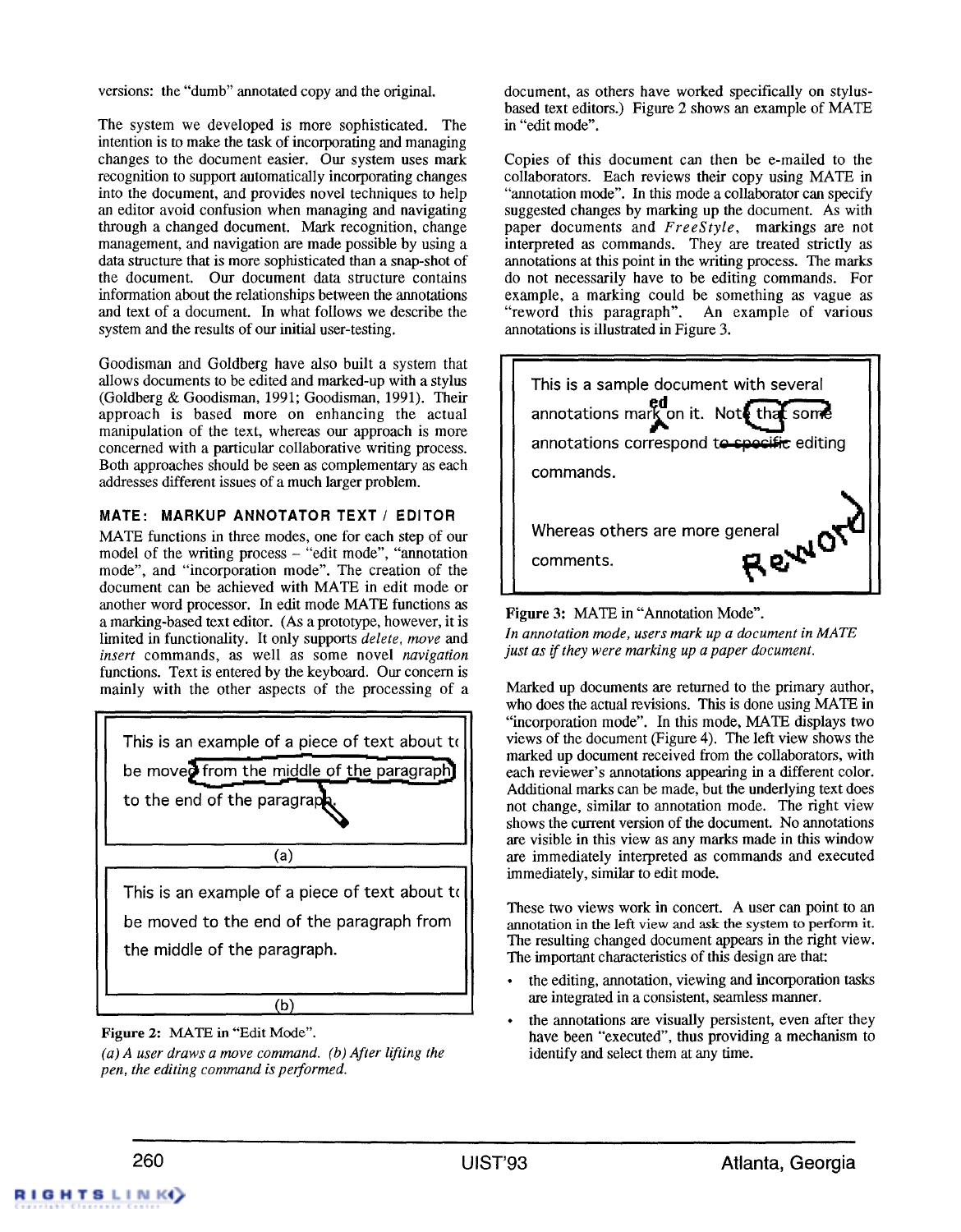versions: the "dumb" annotated copy and the original.

The system we developed is more sophisticated. The intention is to make the task of incorporating and managing changes to the document easier. Our system uses mark recognition to support automatically incorporating changes into the document, and provides novel techniques to help an editor avoid confusion when managing and navigating through a changed document. Mark recognition, change management, and navigation are made possible by using a data structure that is more sophisticated than a snap-shot of the document. Our document data structure contains information about the relationships between the annotations and text of a document. In what follows we describe the system and the results of our initial user-testing.

Goodisman and Goldberg have also built a system that allows documents to be edited and marked-up with a stylus (Goldberg & Goodisman, 1991; Goodisman, 1991). Their approach is based more on enhancing the actual manipulation of the text, whereas our approach is more concerned with a particular collaborative writing process. Both approaches should be seen as complementary as each addresses different issues of a much larger problem.

## MATE: MARKUP ANNOTATOR TEXT / EDITOR

MATE functions in three modes, one for each step of our model of the writing process – "edit mode", "annotation mode", and "incorporation mode". The creation of the document can be achieved with MATE in edit mode or another word processor. In edit mode MATE functions as a marking-based text editor. (As a prototype, however, it is limited in functionality. It only supports *delete*, *move* and *insert* commands, as well as some novel *navigation* functions. Text is entered by the keyboard. Our concern is mainly with the other aspects of the processing of a document, as others have worked specifically on stylus-based text editors.) Figure 2 shows an example of MATE in "edit mode".

This is an example of a piece of text about to be moved from the middle of the paragraph to the end of the paragraph.

(a)

This is an example of a piece of text about to be moved to the end of the paragraph from the middle of the paragraph.

(b)

**Figure 2:** MATE in "Edit Mode".

*(a) A user draws a move command. (b) After lifting the pen, the editing command is performed.*

Copies of this document can then be e-mailed to the collaborators. Each reviews their copy using MATE in "annotation mode". In this mode a collaborator can specify suggested changes by marking up the document. As with paper documents and *FreeStyle*, markings are not interpreted as commands. They are treated strictly as annotations at this point in the writing process. The marks do not necessarily have to be editing commands. For example, a marking could be something as vague as "reword this paragraph". An example of various annotations is illustrated in Figure 3.

This is a sample document with several annotations marked on it. Note that some annotations correspond to specific editing commands.

Whereas others are more general comments.

Reword

**Figure 3:** MATE in "Annotation Mode".

*In annotation mode, users mark up a document in MATE just as if they were marking up a paper document.*

Marked up documents are returned to the primary author, who does the actual revisions. This is done using MATE in "incorporation mode". In this mode, MATE displays two views of the document (Figure 4). The left view shows the marked up document received from the collaborators, with each reviewer's annotations appearing in a different color. Additional marks can be made, but the underlying text does not change, similar to annotation mode. The right view shows the current version of the document. No annotations are visible in this view as any marks made in this window are immediately interpreted as commands and executed immediately, similar to edit mode.

These two views work in concert. A user can point to an annotation in the left view and ask the system to perform it. The resulting changed document appears in the right view. The important characteristics of this design are that:

- the editing, annotation, viewing and incorporation tasks are integrated in a consistent, seamless manner.
- the annotations are visually persistent, even after they have been "executed", thus providing a mechanism to identify and select them at any time.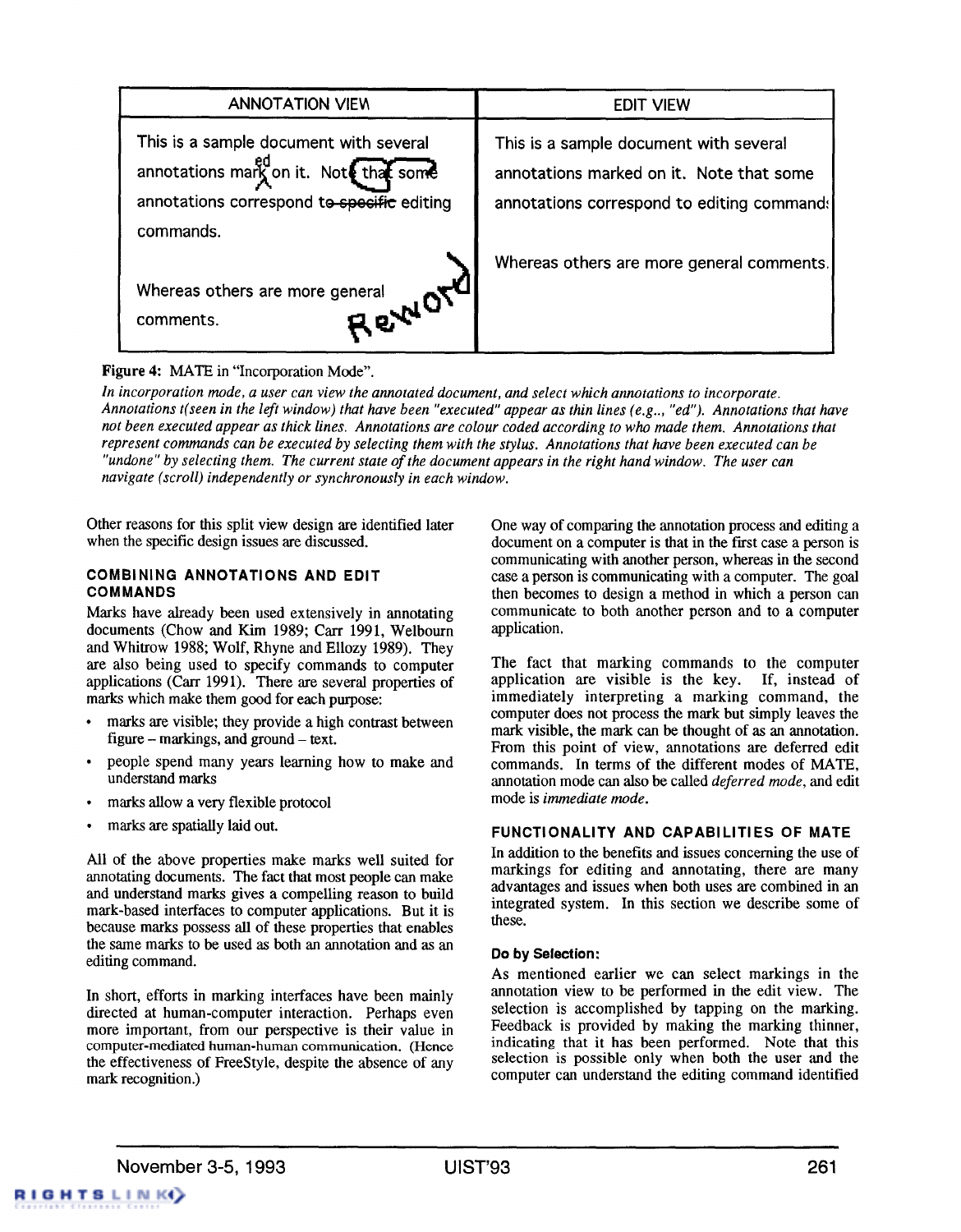| ANNOTATION VIEW | EDIT VIEW |
| --- | --- |
| This is a sample document with several annotations mark on it. Note that some annotations correspond to specific editing commands. Whereas others are more general comments. Reword | This is a sample document with several annotations marked on it. Note that some annotations correspond to editing commands. Whereas others are more general comments. |

**Figure 4:** MATE in "Incorporation Mode".

*In incorporation mode, a user can view the annotated document, and select which annotations to incorporate. Annotations t(seen in the left window) that have been "executed" appear as thin lines (e.g.., "ed"). Annotations that have not been executed appear as thick lines. Annotations are colour coded according to who made them. Annotations that represent commands can be executed by selecting them with the stylus. Annotations that have been executed can be "undone" by selecting them. The current state of the document appears in the right hand window. The user can navigate (scroll) independently or synchronously in each window.*

Other reasons for this split view design are identified later when the specific design issues are discussed.

## COMBINING ANNOTATIONS AND EDIT COMMANDS

Marks have already been used extensively in annotating documents (Chow and Kim 1989; Carr 1991, Welbourn and Whitrow 1988; Wolf, Rhyne and Ellozy 1989). They are also being used to specify commands to computer applications (Carr 1991). There are several properties of marks which make them good for each purpose:

- marks are visible; they provide a high contrast between figure – markings, and ground – text.
- people spend many years learning how to make and understand marks
- marks allow a very flexible protocol
- marks are spatially laid out.

All of the above properties make marks well suited for annotating documents. The fact that most people can make and understand marks gives a compelling reason to build mark-based interfaces to computer applications. But it is because marks possess all of these properties that enables the same marks to be used as both an annotation and as an editing command.

In short, efforts in marking interfaces have been mainly directed at human-computer interaction. Perhaps even more important, from our perspective is their value in computer-mediated human-human communication. (Hence the effectiveness of FreeStyle, despite the absence of any mark recognition.)

One way of comparing the annotation process and editing a document on a computer is that in the first case a person is communicating with another person, whereas in the second case a person is communicating with a computer. The goal then becomes to design a method in which a person can communicate to both another person and to a computer application.

The fact that marking commands to the computer application are visible is the key. If, instead of immediately interpreting a marking command, the computer does not process the mark but simply leaves the mark visible, the mark can be thought of as an annotation. From this point of view, annotations are deferred edit commands. In terms of the different modes of MATE, annotation mode can also be called *deferred mode*, and edit mode is *immediate mode*.

## FUNCTIONALITY AND CAPABILITIES OF MATE

In addition to the benefits and issues concerning the use of markings for editing and annotating, there are many advantages and issues when both uses are combined in an integrated system. In this section we describe some of these.

### Do by Selection:

As mentioned earlier we can select markings in the annotation view to be performed in the edit view. The selection is accomplished by tapping on the marking. Feedback is provided by making the marking thinner, indicating that it has been performed. Note that this selection is possible only when both the user and the computer can understand the editing command identified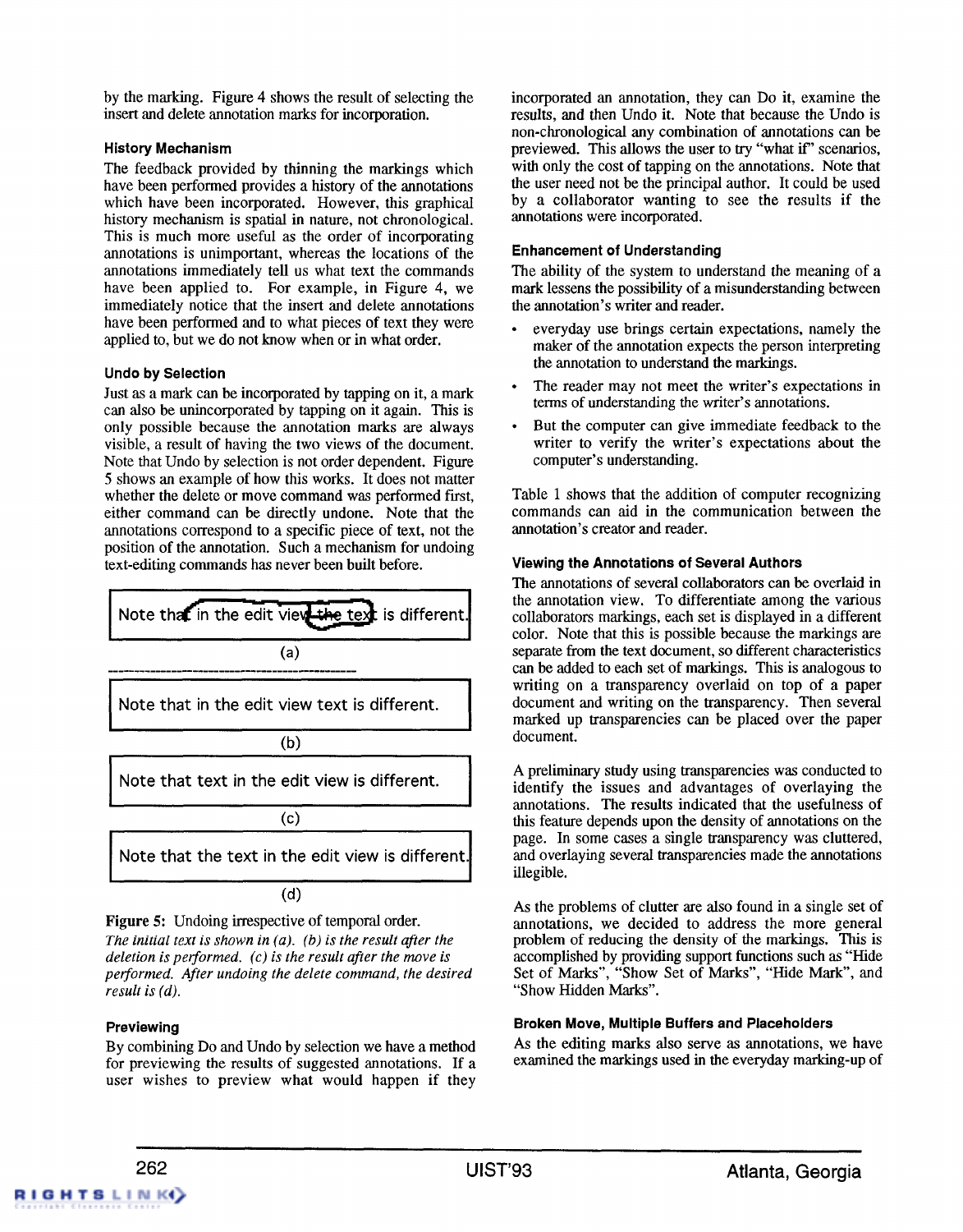by the marking. Figure 4 shows the result of selecting the insert and delete annotation marks for incorporation.

### History Mechanism

The feedback provided by thinning the markings which have been performed provides a history of the annotations which have been incorporated. However, this graphical history mechanism is spatial in nature, not chronological. This is much more useful as the order of incorporating annotations is unimportant, whereas the locations of the annotations immediately tell us what text the commands have been applied to. For example, in Figure 4, we immediately notice that the insert and delete annotations have been performed and to what pieces of text they were applied to, but we do not know when or in what order.

### Undo by Selection

Just as a mark can be incorporated by tapping on it, a mark can also be unincorporated by tapping on it again. This is only possible because the annotation marks are always visible, a result of having the two views of the document. Note that Undo by selection is not order dependent. Figure 5 shows an example of how this works. It does not matter whether the delete or move command was performed first, either command can be directly undone. Note that the annotations correspond to a specific piece of text, not the position of the annotation. Such a mechanism for undoing text-editing commands has never been built before.

Note that in the edit view the text is different.

(a)

Note that in the edit view text is different.

(b)

Note that text in the edit view is different.

(c)

Note that the text in the edit view is different.

(d)

**Figure 5:** Undoing irrespective of temporal order.
*The initial text is shown in (a). (b) is the result after the deletion is performed. (c) is the result after the move is performed. After undoing the delete command, the desired result is (d).*

### Previewing

By combining Do and Undo by selection we have a method for previewing the results of suggested annotations. If a user wishes to preview what would happen if they incorporated an annotation, they can Do it, examine the results, and then Undo it. Note that because the Undo is non-chronological any combination of annotations can be previewed. This allows the user to try "what if" scenarios, with only the cost of tapping on the annotations. Note that the user need not be the principal author. It could be used by a collaborator wanting to see the results if the annotations were incorporated.

### Enhancement of Understanding

The ability of the system to understand the meaning of a mark lessens the possibility of a misunderstanding between the annotation's writer and reader.

- everyday use brings certain expectations, namely the maker of the annotation expects the person interpreting the annotation to understand the markings.
- The reader may not meet the writer's expectations in terms of understanding the writer's annotations.
- But the computer can give immediate feedback to the writer to verify the writer's expectations about the computer's understanding.

Table 1 shows that the addition of computer recognizing commands can aid in the communication between the annotation's creator and reader.

### Viewing the Annotations of Several Authors

The annotations of several collaborators can be overlaid in the annotation view. To differentiate among the various collaborators markings, each set is displayed in a different color. Note that this is possible because the markings are separate from the text document, so different characteristics can be added to each set of markings. This is analogous to writing on a transparency overlaid on top of a paper document and writing on the transparency. Then several marked up transparencies can be placed over the paper document.

A preliminary study using transparencies was conducted to identify the issues and advantages of overlaying the annotations. The results indicated that the usefulness of this feature depends upon the density of annotations on the page. In some cases a single transparency was cluttered, and overlaying several transparencies made the annotations illegible.

As the problems of clutter are also found in a single set of annotations, we decided to address the more general problem of reducing the density of the markings. This is accomplished by providing support functions such as "Hide Set of Marks", "Show Set of Marks", "Hide Mark", and "Show Hidden Marks".

### Broken Move, Multiple Buffers and Placeholders

As the editing marks also serve as annotations, we have examined the markings used in the everyday marking-up of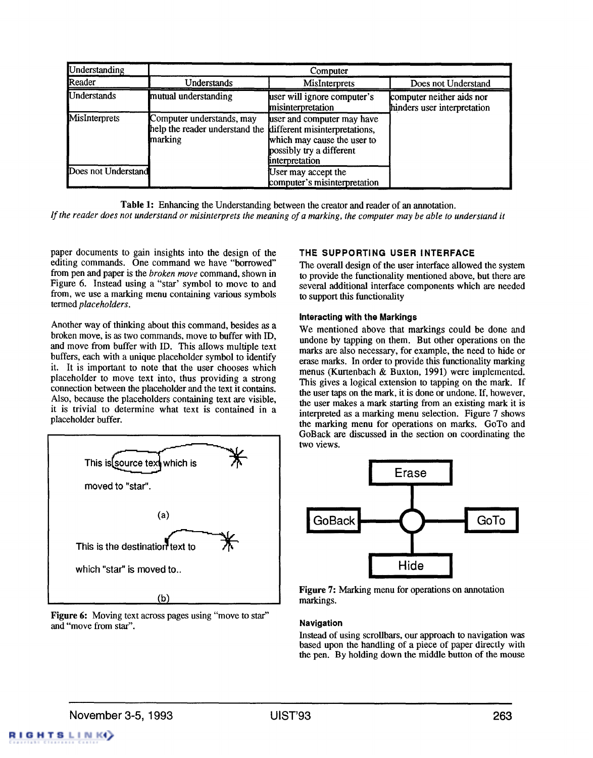| Understanding | Computer | | |
|---|---|---|---|
| Reader | Understands | MisInterprets | Does not Understand |
| Understands | mutual understanding | user will ignore computer's misinterpretation | computer neither aids nor hinders user interpretation |
| MisInterprets | Computer understands, may help the reader understand the marking | user and computer may have different misinterpretations, which may cause the user to possibly try a different interpretation | |
| Does not Understand | | User may accept the computer's misinterpretation | |

**Table 1:** Enhancing the Understanding between the creator and reader of an annotation.
*If the reader does not understand or misinterprets the meaning of a marking, the computer may be able to understand it*

paper documents to gain insights into the design of the editing commands. One command we have "borrowed" from pen and paper is the *broken move* command, shown in Figure 6. Instead using a "star' symbol to move to and from, we use a marking menu containing various symbols termed *placeholders*.

Another way of thinking about this command, besides as a broken move, is as two commands, move to buffer with ID, and move from buffer with ID. This allows multiple text buffers, each with a unique placeholder symbol to identify it. It is important to note that the user chooses which placeholder to move text into, thus providing a strong connection between the placeholder and the text it contains. Also, because the placeholders containing text are visible, it is trivial to determine what text is contained in a placeholder buffer.

This is source text which is moved to "star".

(a)

This is the destination text to which "star" is moved to..

(b)

**Figure 6:** Moving text across pages using "move to star" and "move from star".

## THE SUPPORTING USER INTERFACE

The overall design of the user interface allowed the system to provide the functionality mentioned above, but there are several additional interface components which are needed to support this functionality

### Interacting with the Markings

We mentioned above that markings could be done and undone by tapping on them. But other operations on the marks are also necessary, for example, the need to hide or erase marks. In order to provide this functionality marking menus (Kurtenbach & Buxton, 1991) were implemented. This gives a logical extension to tapping on the mark. If the user taps on the mark, it is done or undone. If, however, the user makes a mark starting from an existing mark it is interpreted as a marking menu selection. Figure 7 shows the marking menu for operations on marks. GoTo and GoBack are discussed in the section on coordinating the two views.

Erase

GoBack GoTo

Hide

**Figure 7:** Marking menu for operations on annotation markings.

### Navigation

Instead of using scrollbars, our approach to navigation was based upon the handling of a piece of paper directly with the pen. By holding down the middle button of the mouse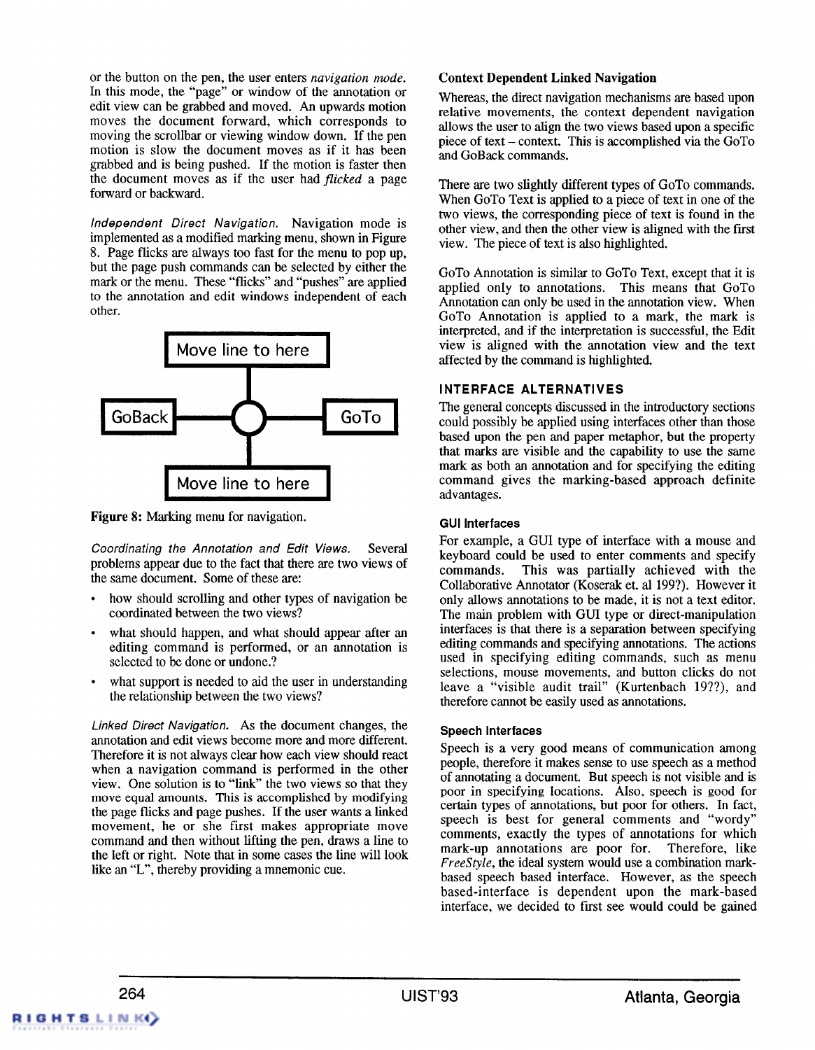or the button on the pen, the user enters *navigation mode*. In this mode, the "page" or window of the annotation or edit view can be grabbed and moved. An upwards motion moves the document forward, which corresponds to moving the scrollbar or viewing window down. If the pen motion is slow the document moves as if it has been grabbed and is being pushed. If the motion is faster then the document moves as if the user had *flicked* a page forward or backward.

*Independent Direct Navigation.* Navigation mode is implemented as a modified marking menu, shown in Figure 8. Page flicks are always too fast for the menu to pop up, but the page push commands can be selected by either the mark or the menu. These "flicks" and "pushes" are applied to the annotation and edit windows independent of each other.

**Figure 8:** Marking menu for navigation.

*Coordinating the Annotation and Edit Views.* Several problems appear due to the fact that there are two views of the same document. Some of these are:

- how should scrolling and other types of navigation be coordinated between the two views?
- what should happen, and what should appear after an editing command is performed, or an annotation is selected to be done or undone.?
- what support is needed to aid the user in understanding the relationship between the two views?

*Linked Direct Navigation.* As the document changes, the annotation and edit views become more and more different. Therefore it is not always clear how each view should react when a navigation command is performed in the other view. One solution is to "link" the two views so that they move equal amounts. This is accomplished by modifying the page flicks and page pushes. If the user wants a linked movement, he or she first makes appropriate move command and then without lifting the pen, draws a line to the left or right. Note that in some cases the line will look like an "L", thereby providing a mnemonic cue.

### Context Dependent Linked Navigation

Whereas, the direct navigation mechanisms are based upon relative movements, the context dependent navigation allows the user to align the two views based upon a specific piece of text – context. This is accomplished via the GoTo and GoBack commands.

There are two slightly different types of GoTo commands. When GoTo Text is applied to a piece of text in one of the two views, the corresponding piece of text is found in the other view, and then the other view is aligned with the first view. The piece of text is also highlighted.

GoTo Annotation is similar to GoTo Text, except that it is applied only to annotations. This means that GoTo Annotation can only be used in the annotation view. When GoTo Annotation is applied to a mark, the mark is interpreted, and if the interpretation is successful, the Edit view is aligned with the annotation view and the text affected by the command is highlighted.

## INTERFACE ALTERNATIVES

The general concepts discussed in the introductory sections could possibly be applied using interfaces other than those based upon the pen and paper metaphor, but the property that marks are visible and the capability to use the same mark as both an annotation and for specifying the editing command gives the marking-based approach definite advantages.

### GUI Interfaces

For example, a GUI type of interface with a mouse and keyboard could be used to enter comments and specify commands. This was partially achieved with the Collaborative Annotator (Koserak et. al 199?). However it only allows annotations to be made, it is not a text editor. The main problem with GUI type or direct-manipulation interfaces is that there is a separation between specifying editing commands and specifying annotations. The actions used in specifying editing commands, such as menu selections, mouse movements, and button clicks do not leave a "visible audit trail" (Kurtenbach 19??), and therefore cannot be easily used as annotations.

### Speech Interfaces

Speech is a very good means of communication among people, therefore it makes sense to use speech as a method of annotating a document. But speech is not visible and is poor in specifying locations. Also, speech is good for certain types of annotations, but poor for others. In fact, speech is best for general comments and "wordy" comments, exactly the types of annotations for which mark-up annotations are poor for. Therefore, like *FreeStyle*, the ideal system would use a combination mark-based speech based interface. However, as the speech based-interface is dependent upon the mark-based interface, we decided to first see would could be gained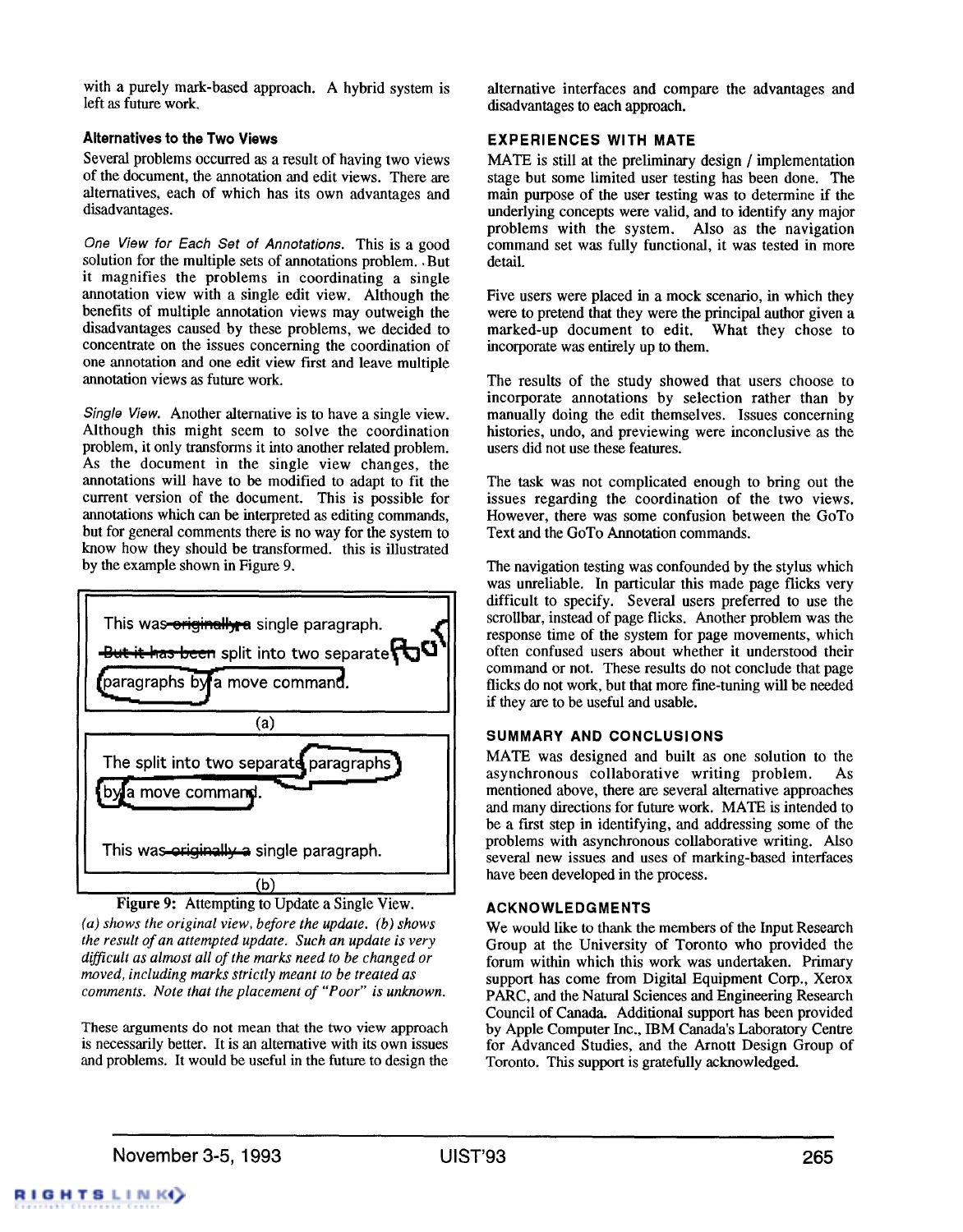with a purely mark-based approach. A hybrid system is left as future work.

### Alternatives to the Two Views

Several problems occurred as a result of having two views of the document, the annotation and edit views. There are alternatives, each of which has its own advantages and disadvantages.

*One View for Each Set of Annotations.* This is a good solution for the multiple sets of annotations problem. But it magnifies the problems in coordinating a single annotation view with a single edit view. Although the benefits of multiple annotation views may outweigh the disadvantages caused by these problems, we decided to concentrate on the issues concerning the coordination of one annotation and one edit view first and leave multiple annotation views as future work.

*Single View.* Another alternative is to have a single view. Although this might seem to solve the coordination problem, it only transforms it into another related problem. As the document in the single view changes, the annotations will have to be modified to adapt to fit the current version of the document. This is possible for annotations which can be interpreted as editing commands, but for general comments there is no way for the system to know how they should be transformed. this is illustrated by the example shown in Figure 9.

This was ~~originally~~ a single paragraph. ~~But it has been~~ split into two separate paragraphs by a move command.

(a)

The split into two separate paragraphs by a move command.

This was ~~originally~~ a single paragraph.

(b)

**Figure 9:** Attempting to Update a Single View.

*(a) shows the original view, before the update. (b) shows the result of an attempted update. Such an update is very difficult as almost all of the marks need to be changed or moved, including marks strictly meant to be treated as comments. Note that the placement of "Poor" is unknown.*

These arguments do not mean that the two view approach is necessarily better. It is an alternative with its own issues and problems. It would be useful in the future to design the alternative interfaces and compare the advantages and disadvantages to each approach.

## EXPERIENCES WITH MATE

MATE is still at the preliminary design / implementation stage but some limited user testing has been done. The main purpose of the user testing was to determine if the underlying concepts were valid, and to identify any major problems with the system. Also as the navigation command set was fully functional, it was tested in more detail.

Five users were placed in a mock scenario, in which they were to pretend that they were the principal author given a marked-up document to edit. What they chose to incorporate was entirely up to them.

The results of the study showed that users choose to incorporate annotations by selection rather than by manually doing the edit themselves. Issues concerning histories, undo, and previewing were inconclusive as the users did not use these features.

The task was not complicated enough to bring out the issues regarding the coordination of the two views. However, there was some confusion between the GoTo Text and the GoTo Annotation commands.

The navigation testing was confounded by the stylus which was unreliable. In particular this made page flicks very difficult to specify. Several users preferred to use the scrollbar, instead of page flicks. Another problem was the response time of the system for page movements, which often confused users about whether it understood their command or not. These results do not conclude that page flicks do not work, but that more fine-tuning will be needed if they are to be useful and usable.

## SUMMARY AND CONCLUSIONS

MATE was designed and built as one solution to the asynchronous collaborative writing problem. As mentioned above, there are several alternative approaches and many directions for future work. MATE is intended to be a first step in identifying, and addressing some of the problems with asynchronous collaborative writing. Also several new issues and uses of marking-based interfaces have been developed in the process.

## ACKNOWLEDGMENTS

We would like to thank the members of the Input Research Group at the University of Toronto who provided the forum within which this work was undertaken. Primary support has come from Digital Equipment Corp., Xerox PARC, and the Natural Sciences and Engineering Research Council of Canada. Additional support has been provided by Apple Computer Inc., IBM Canada's Laboratory Centre for Advanced Studies, and the Arnott Design Group of Toronto. This support is gratefully acknowledged.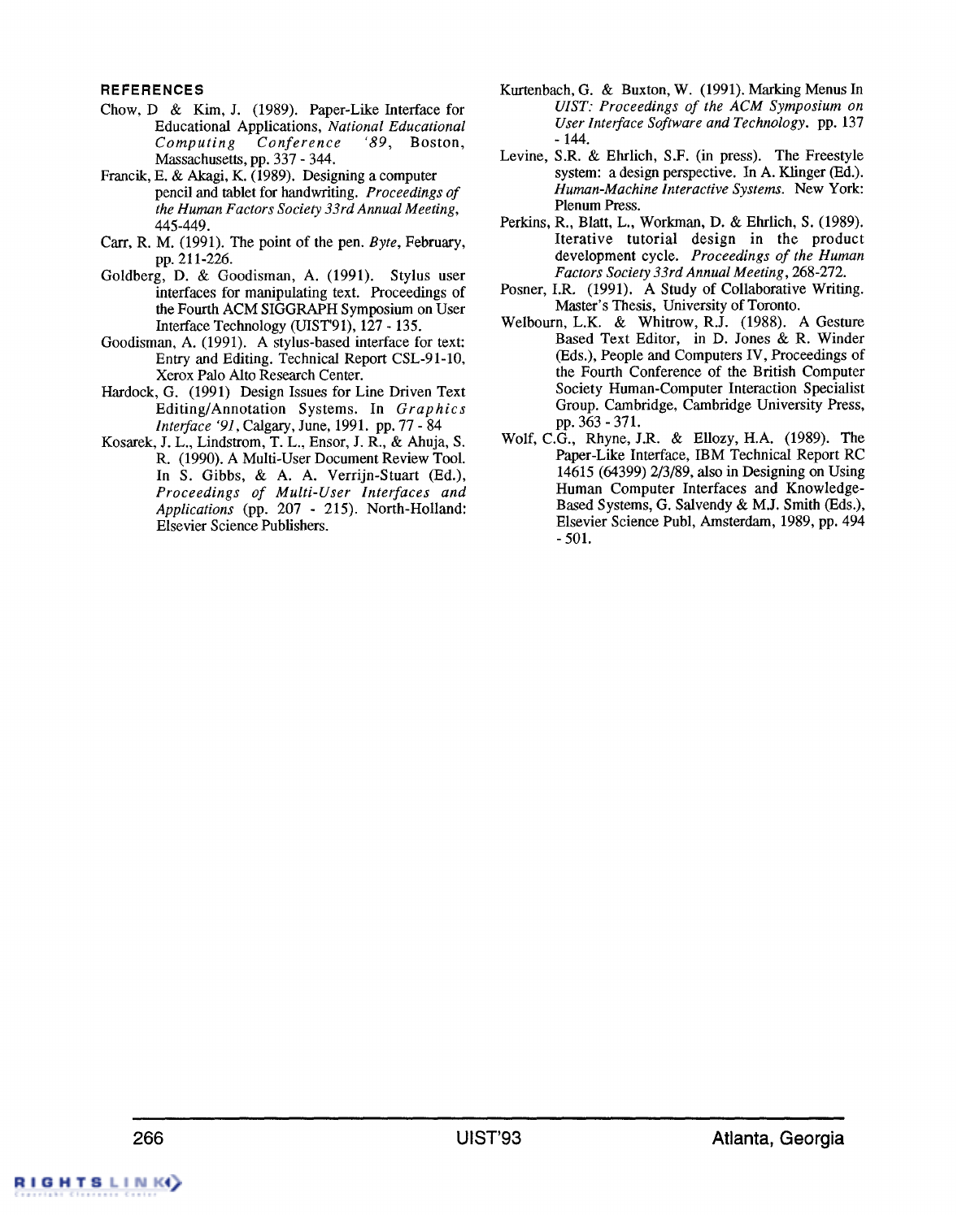## REFERENCES

Chow, D & Kim, J. (1989). Paper-Like Interface for Educational Applications, *National Educational Computing Conference '89*, Boston, Massachusetts, pp. 337 - 344.

Francik, E. & Akagi, K. (1989). Designing a computer pencil and tablet for handwriting. *Proceedings of the Human Factors Society 33rd Annual Meeting*, 445-449.

Carr, R. M. (1991). The point of the pen. *Byte*, February, pp. 211-226.

Goldberg, D. & Goodisman, A. (1991). Stylus user interfaces for manipulating text. Proceedings of the Fourth ACM SIGGRAPH Symposium on User Interface Technology (UIST'91), 127 - 135.

Goodisman, A. (1991). A stylus-based interface for text: Entry and Editing. Technical Report CSL-91-10, Xerox Palo Alto Research Center.

Hardock, G. (1991) Design Issues for Line Driven Text Editing/Annotation Systems. In *Graphics Interface '91*, Calgary, June, 1991. pp. 77 - 84

Kosarek, J. L., Lindstrom, T. L., Ensor, J. R., & Ahuja, S. R. (1990). A Multi-User Document Review Tool. In S. Gibbs, & A. A. Verrijn-Stuart (Ed.), *Proceedings of Multi-User Interfaces and Applications* (pp. 207 - 215). North-Holland: Elsevier Science Publishers.

Kurtenbach, G. & Buxton, W. (1991). Marking Menus In *UIST: Proceedings of the ACM Symposium on User Interface Software and Technology*. pp. 137 - 144.

Levine, S.R. & Ehrlich, S.F. (in press). The Freestyle system: a design perspective. In A. Klinger (Ed.). *Human-Machine Interactive Systems*. New York: Plenum Press.

Perkins, R., Blatt, L., Workman, D. & Ehrlich, S. (1989). Iterative tutorial design in the product development cycle. *Proceedings of the Human Factors Society 33rd Annual Meeting*, 268-272.

Posner, I.R. (1991). A Study of Collaborative Writing. Master's Thesis, University of Toronto.

Welbourn, L.K. & Whitrow, R.J. (1988). A Gesture Based Text Editor, in D. Jones & R. Winder (Eds.), People and Computers IV, Proceedings of the Fourth Conference of the British Computer Society Human-Computer Interaction Specialist Group. Cambridge, Cambridge University Press, pp. 363 - 371.

Wolf, C.G., Rhyne, J.R. & Ellozy, H.A. (1989). The Paper-Like Interface, IBM Technical Report RC 14615 (64399) 2/3/89, also in Designing on Using Human Computer Interfaces and Knowledge-Based Systems, G. Salvendy & M.J. Smith (Eds.), Elsevier Science Publ, Amsterdam, 1989, pp. 494 - 501.